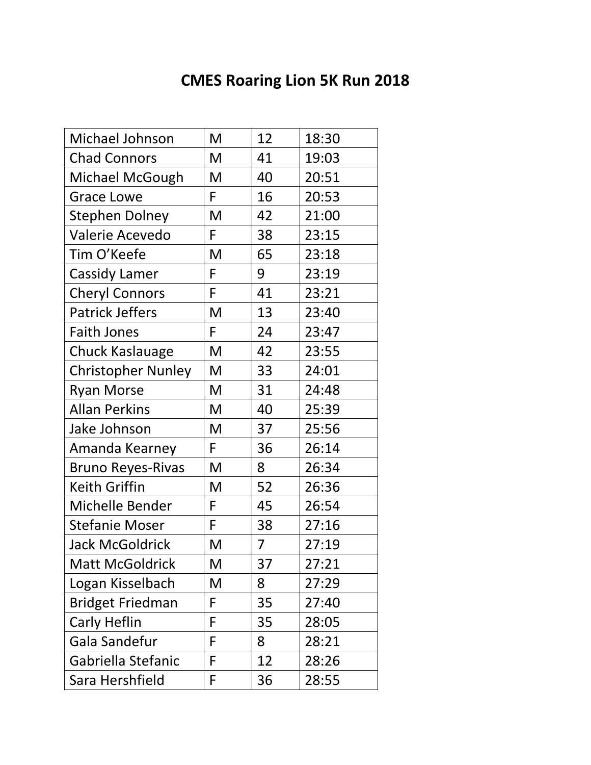# CMES Roaring Lion 5K Run 2018

| | | | |
|---|---|---|---|
| Michael Johnson | M | 12 | 18:30 |
| Chad Connors | M | 41 | 19:03 |
| Michael McGough | M | 40 | 20:51 |
| Grace Lowe | F | 16 | 20:53 |
| Stephen Dolney | M | 42 | 21:00 |
| Valerie Acevedo | F | 38 | 23:15 |
| Tim O'Keefe | M | 65 | 23:18 |
| Cassidy Lamer | F | 9 | 23:19 |
| Cheryl Connors | F | 41 | 23:21 |
| Patrick Jeffers | M | 13 | 23:40 |
| Faith Jones | F | 24 | 23:47 |
| Chuck Kaslauage | M | 42 | 23:55 |
| Christopher Nunley | M | 33 | 24:01 |
| Ryan Morse | M | 31 | 24:48 |
| Allan Perkins | M | 40 | 25:39 |
| Jake Johnson | M | 37 | 25:56 |
| Amanda Kearney | F | 36 | 26:14 |
| Bruno Reyes-Rivas | M | 8 | 26:34 |
| Keith Griffin | M | 52 | 26:36 |
| Michelle Bender | F | 45 | 26:54 |
| Stefanie Moser | F | 38 | 27:16 |
| Jack McGoldrick | M | 7 | 27:19 |
| Matt McGoldrick | M | 37 | 27:21 |
| Logan Kisselbach | M | 8 | 27:29 |
| Bridget Friedman | F | 35 | 27:40 |
| Carly Heflin | F | 35 | 28:05 |
| Gala Sandefur | F | 8 | 28:21 |
| Gabriella Stefanic | F | 12 | 28:26 |
| Sara Hershfield | F | 36 | 28:55 |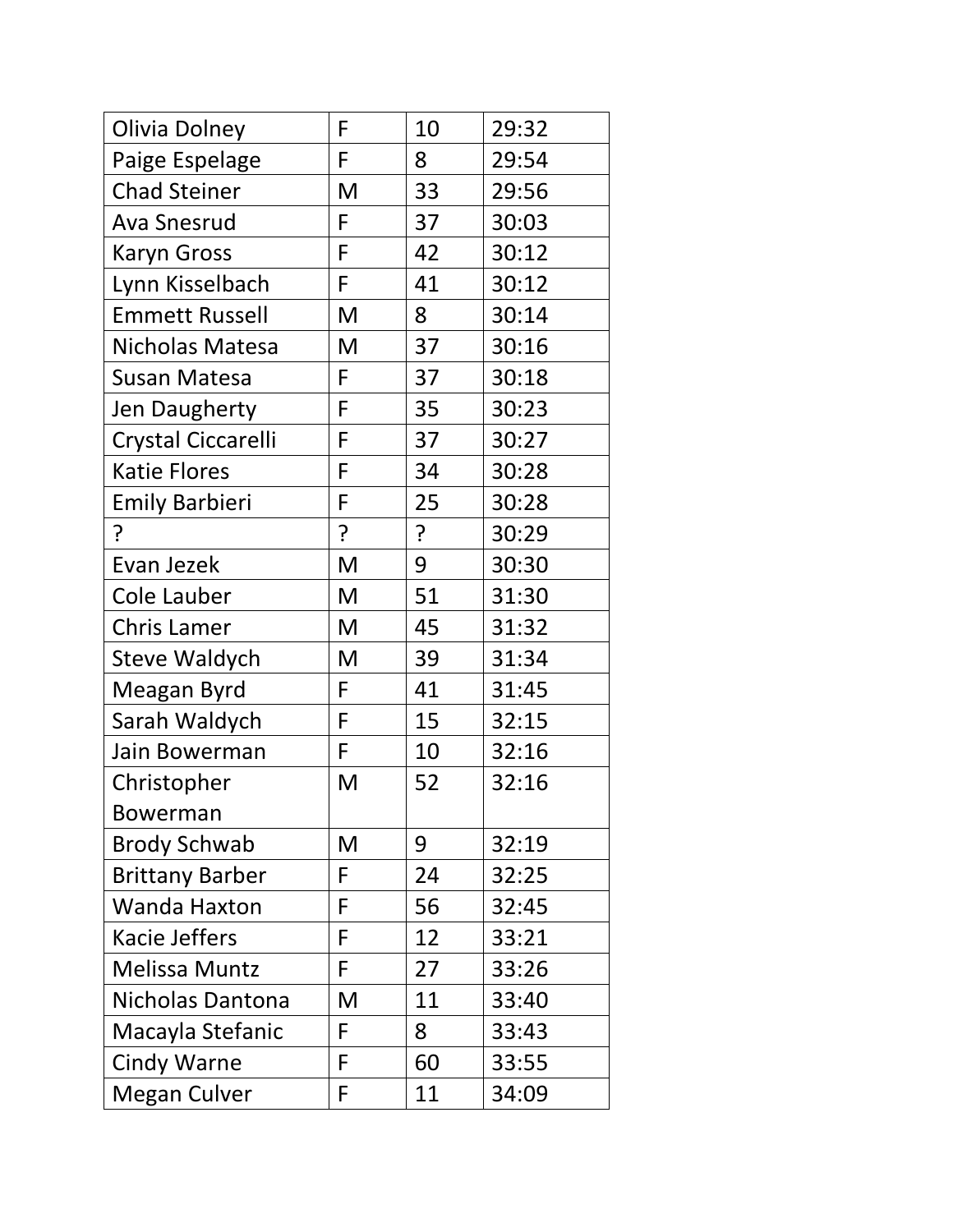| Olivia Dolney | F | 10 | 29:32 |
|---|---|---|---|
| Paige Espelage | F | 8 | 29:54 |
| Chad Steiner | M | 33 | 29:56 |
| Ava Snesrud | F | 37 | 30:03 |
| Karyn Gross | F | 42 | 30:12 |
| Lynn Kisselbach | F | 41 | 30:12 |
| Emmett Russell | M | 8 | 30:14 |
| Nicholas Matesa | M | 37 | 30:16 |
| Susan Matesa | F | 37 | 30:18 |
| Jen Daugherty | F | 35 | 30:23 |
| Crystal Ciccarelli | F | 37 | 30:27 |
| Katie Flores | F | 34 | 30:28 |
| Emily Barbieri | F | 25 | 30:28 |
| ? | ? | ? | 30:29 |
| Evan Jezek | M | 9 | 30:30 |
| Cole Lauber | M | 51 | 31:30 |
| Chris Lamer | M | 45 | 31:32 |
| Steve Waldych | M | 39 | 31:34 |
| Meagan Byrd | F | 41 | 31:45 |
| Sarah Waldych | F | 15 | 32:15 |
| Jain Bowerman | F | 10 | 32:16 |
| Christopher Bowerman | M | 52 | 32:16 |
| Brody Schwab | M | 9 | 32:19 |
| Brittany Barber | F | 24 | 32:25 |
| Wanda Haxton | F | 56 | 32:45 |
| Kacie Jeffers | F | 12 | 33:21 |
| Melissa Muntz | F | 27 | 33:26 |
| Nicholas Dantona | M | 11 | 33:40 |
| Macayla Stefanic | F | 8 | 33:43 |
| Cindy Warne | F | 60 | 33:55 |
| Megan Culver | F | 11 | 34:09 |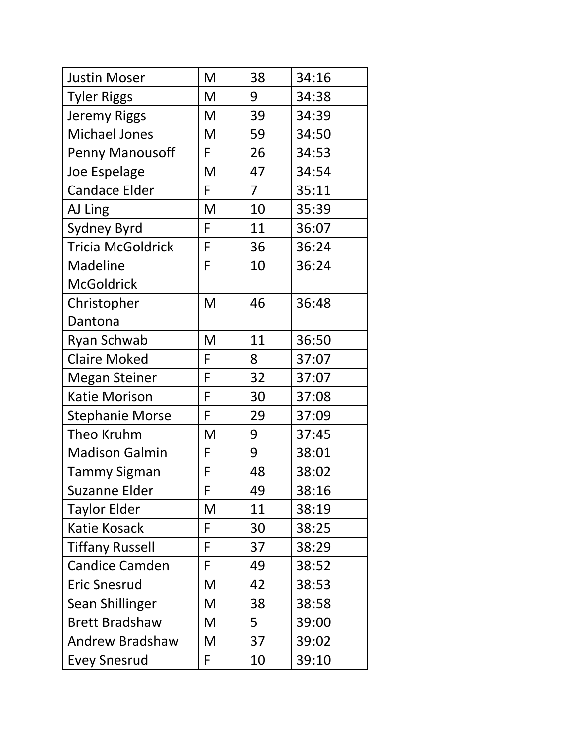| | | | |
|---|---|---|---|
| Justin Moser | M | 38 | 34:16 |
| Tyler Riggs | M | 9 | 34:38 |
| Jeremy Riggs | M | 39 | 34:39 |
| Michael Jones | M | 59 | 34:50 |
| Penny Manousoff | F | 26 | 34:53 |
| Joe Espelage | M | 47 | 34:54 |
| Candace Elder | F | 7 | 35:11 |
| AJ Ling | M | 10 | 35:39 |
| Sydney Byrd | F | 11 | 36:07 |
| Tricia McGoldrick | F | 36 | 36:24 |
| Madeline McGoldrick | F | 10 | 36:24 |
| Christopher Dantona | M | 46 | 36:48 |
| Ryan Schwab | M | 11 | 36:50 |
| Claire Moked | F | 8 | 37:07 |
| Megan Steiner | F | 32 | 37:07 |
| Katie Morison | F | 30 | 37:08 |
| Stephanie Morse | F | 29 | 37:09 |
| Theo Kruhm | M | 9 | 37:45 |
| Madison Galmin | F | 9 | 38:01 |
| Tammy Sigman | F | 48 | 38:02 |
| Suzanne Elder | F | 49 | 38:16 |
| Taylor Elder | M | 11 | 38:19 |
| Katie Kosack | F | 30 | 38:25 |
| Tiffany Russell | F | 37 | 38:29 |
| Candice Camden | F | 49 | 38:52 |
| Eric Snesrud | M | 42 | 38:53 |
| Sean Shillinger | M | 38 | 38:58 |
| Brett Bradshaw | M | 5 | 39:00 |
| Andrew Bradshaw | M | 37 | 39:02 |
| Evey Snesrud | F | 10 | 39:10 |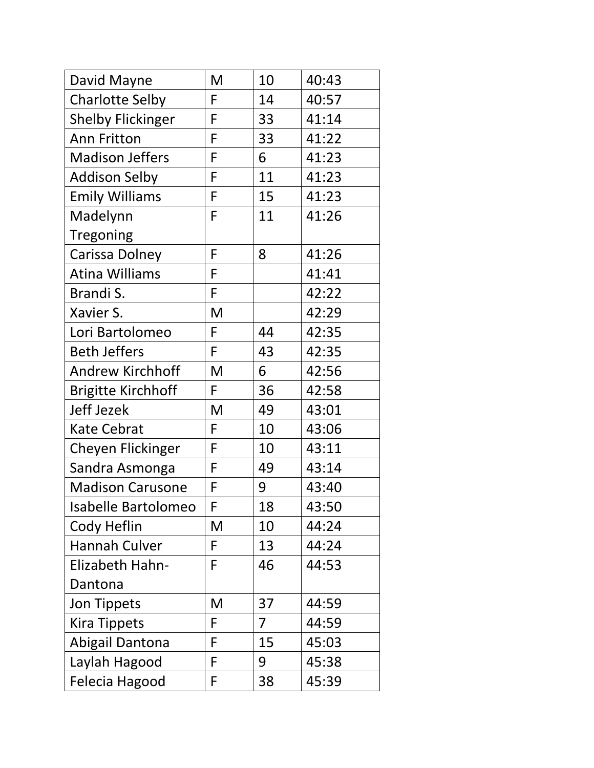| | | | |
|---|---|---|---|
| David Mayne | M | 10 | 40:43 |
| Charlotte Selby | F | 14 | 40:57 |
| Shelby Flickinger | F | 33 | 41:14 |
| Ann Fritton | F | 33 | 41:22 |
| Madison Jeffers | F | 6 | 41:23 |
| Addison Selby | F | 11 | 41:23 |
| Emily Williams | F | 15 | 41:23 |
| Madelynn Tregoning | F | 11 | 41:26 |
| Carissa Dolney | F | 8 | 41:26 |
| Atina Williams | F | | 41:41 |
| Brandi S. | F | | 42:22 |
| Xavier S. | M | | 42:29 |
| Lori Bartolomeo | F | 44 | 42:35 |
| Beth Jeffers | F | 43 | 42:35 |
| Andrew Kirchhoff | M | 6 | 42:56 |
| Brigitte Kirchhoff | F | 36 | 42:58 |
| Jeff Jezek | M | 49 | 43:01 |
| Kate Cebrat | F | 10 | 43:06 |
| Cheyen Flickinger | F | 10 | 43:11 |
| Sandra Asmonga | F | 49 | 43:14 |
| Madison Carusone | F | 9 | 43:40 |
| Isabelle Bartolomeo | F | 18 | 43:50 |
| Cody Heflin | M | 10 | 44:24 |
| Hannah Culver | F | 13 | 44:24 |
| Elizabeth Hahn-Dantona | F | 46 | 44:53 |
| Jon Tippets | M | 37 | 44:59 |
| Kira Tippets | F | 7 | 44:59 |
| Abigail Dantona | F | 15 | 45:03 |
| Laylah Hagood | F | 9 | 45:38 |
| Felecia Hagood | F | 38 | 45:39 |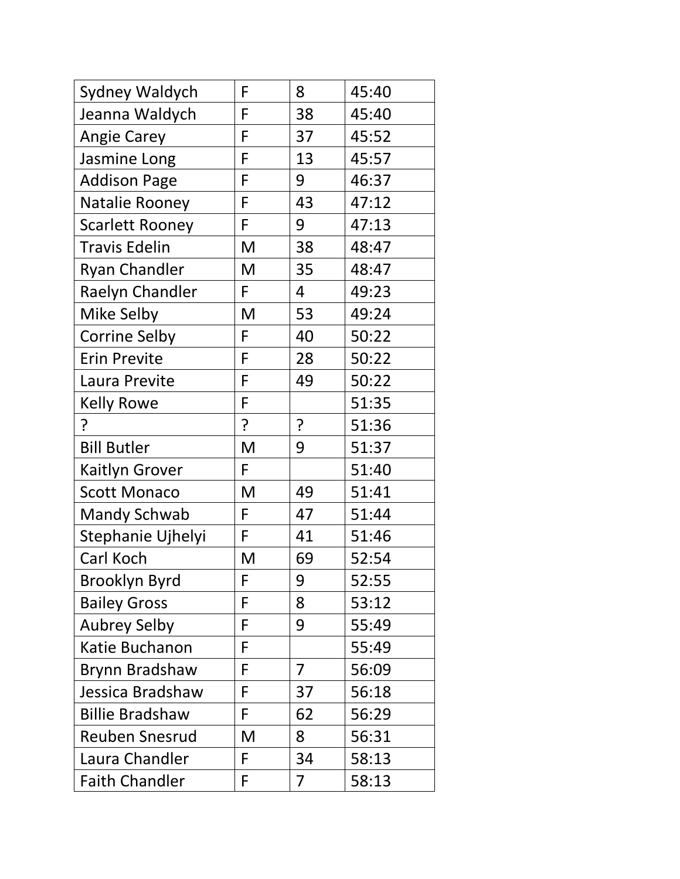| | | | |
|---|---|---|---|
| Sydney Waldych | F | 8 | 45:40 |
| Jeanna Waldych | F | 38 | 45:40 |
| Angie Carey | F | 37 | 45:52 |
| Jasmine Long | F | 13 | 45:57 |
| Addison Page | F | 9 | 46:37 |
| Natalie Rooney | F | 43 | 47:12 |
| Scarlett Rooney | F | 9 | 47:13 |
| Travis Edelin | M | 38 | 48:47 |
| Ryan Chandler | M | 35 | 48:47 |
| Raelyn Chandler | F | 4 | 49:23 |
| Mike Selby | M | 53 | 49:24 |
| Corrine Selby | F | 40 | 50:22 |
| Erin Previte | F | 28 | 50:22 |
| Laura Previte | F | 49 | 50:22 |
| Kelly Rowe | F | | 51:35 |
| ? | ? | ? | 51:36 |
| Bill Butler | M | 9 | 51:37 |
| Kaitlyn Grover | F | | 51:40 |
| Scott Monaco | M | 49 | 51:41 |
| Mandy Schwab | F | 47 | 51:44 |
| Stephanie Ujhelyi | F | 41 | 51:46 |
| Carl Koch | M | 69 | 52:54 |
| Brooklyn Byrd | F | 9 | 52:55 |
| Bailey Gross | F | 8 | 53:12 |
| Aubrey Selby | F | 9 | 55:49 |
| Katie Buchanon | F | | 55:49 |
| Brynn Bradshaw | F | 7 | 56:09 |
| Jessica Bradshaw | F | 37 | 56:18 |
| Billie Bradshaw | F | 62 | 56:29 |
| Reuben Snesrud | M | 8 | 56:31 |
| Laura Chandler | F | 34 | 58:13 |
| Faith Chandler | F | 7 | 58:13 |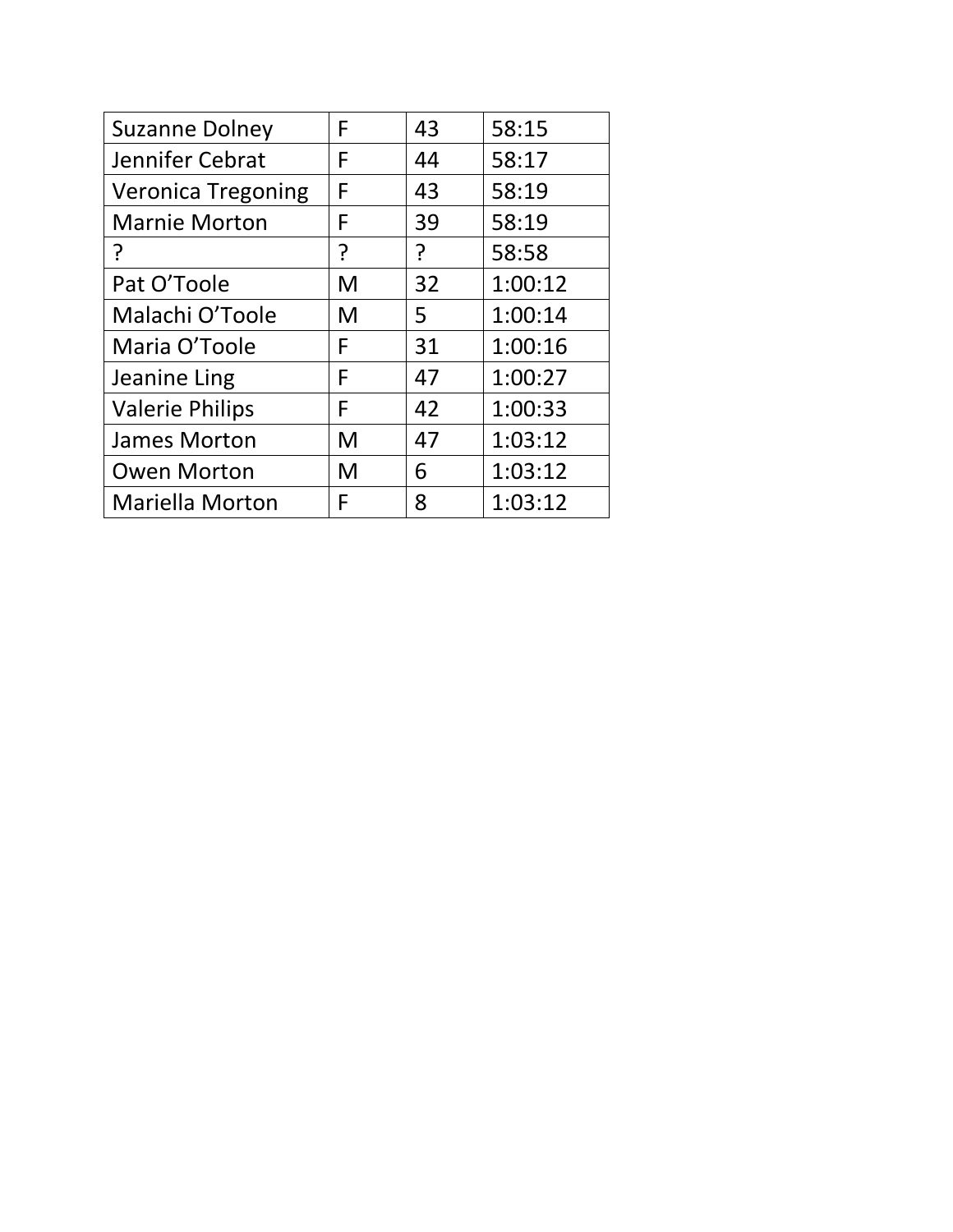| | | | |
|---|---|---|---|
| Suzanne Dolney | F | 43 | 58:15 |
| Jennifer Cebrat | F | 44 | 58:17 |
| Veronica Tregoning | F | 43 | 58:19 |
| Marnie Morton | F | 39 | 58:19 |
| ? | ? | ? | 58:58 |
| Pat O'Toole | M | 32 | 1:00:12 |
| Malachi O'Toole | M | 5 | 1:00:14 |
| Maria O'Toole | F | 31 | 1:00:16 |
| Jeanine Ling | F | 47 | 1:00:27 |
| Valerie Philips | F | 42 | 1:00:33 |
| James Morton | M | 47 | 1:03:12 |
| Owen Morton | M | 6 | 1:03:12 |
| Mariella Morton | F | 8 | 1:03:12 |